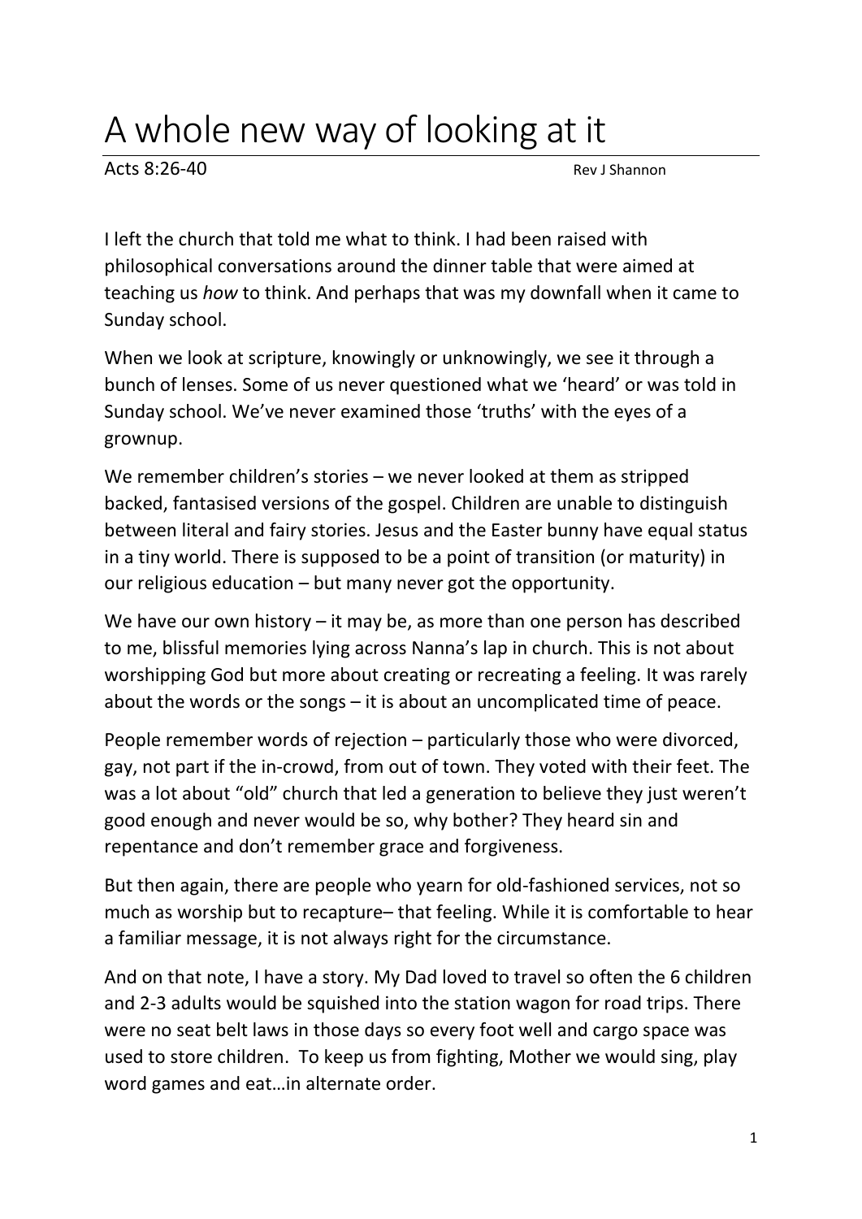# A whole new way of looking at it

Acts 8:26-40 Rev J Shannon

I left the church that told me what to think. I had been raised with philosophical conversations around the dinner table that were aimed at teaching us *how* to think. And perhaps that was my downfall when it came to Sunday school.

When we look at scripture, knowingly or unknowingly, we see it through a bunch of lenses. Some of us never questioned what we 'heard' or was told in Sunday school. We've never examined those 'truths' with the eyes of a grownup.

We remember children's stories – we never looked at them as stripped backed, fantasised versions of the gospel. Children are unable to distinguish between literal and fairy stories. Jesus and the Easter bunny have equal status in a tiny world. There is supposed to be a point of transition (or maturity) in our religious education – but many never got the opportunity.

We have our own history – it may be, as more than one person has described to me, blissful memories lying across Nanna's lap in church. This is not about worshipping God but more about creating or recreating a feeling. It was rarely about the words or the songs – it is about an uncomplicated time of peace.

People remember words of rejection – particularly those who were divorced, gay, not part if the in-crowd, from out of town. They voted with their feet. The was a lot about "old" church that led a generation to believe they just weren't good enough and never would be so, why bother? They heard sin and repentance and don't remember grace and forgiveness.

But then again, there are people who yearn for old-fashioned services, not so much as worship but to recapture– that feeling. While it is comfortable to hear a familiar message, it is not always right for the circumstance.

And on that note, I have a story. My Dad loved to travel so often the 6 children and 2-3 adults would be squished into the station wagon for road trips. There were no seat belt laws in those days so every foot well and cargo space was used to store children. To keep us from fighting, Mother we would sing, play word games and eat…in alternate order.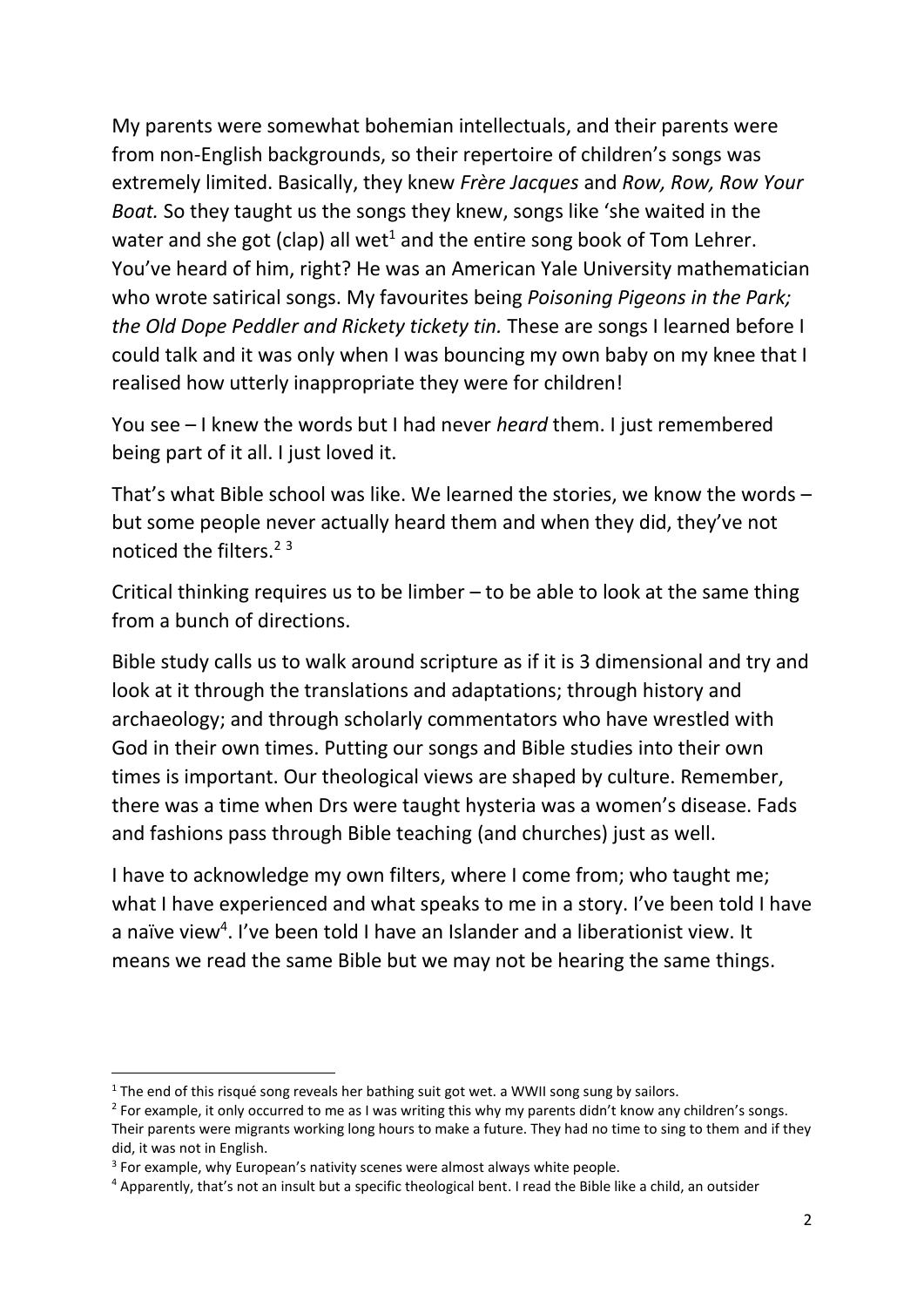My parents were somewhat bohemian intellectuals, and their parents were from non-English backgrounds, so their repertoire of children's songs was extremely limited. Basically, they knew *Frère Jacques* and *Row, Row, Row Your Boat.* So they taught us the songs they knew, songs like 'she waited in the water and she got (clap) all wet[1] and the entire song book of Tom Lehrer. You've heard of him, right? He was an American Yale University mathematician who wrote satirical songs. My favourites being *Poisoning Pigeons in the Park; the Old Dope Peddler and Rickety tickety tin.* These are songs I learned before I could talk and it was only when I was bouncing my own baby on my knee that I realised how utterly inappropriate they were for children!

You see – I knew the words but I had never *heard* them. I just remembered being part of it all. I just loved it.

That's what Bible school was like. We learned the stories, we know the words – but some people never actually heard them and when they did, they've not noticed the filters.[2] [3]

Critical thinking requires us to be limber – to be able to look at the same thing from a bunch of directions.

Bible study calls us to walk around scripture as if it is 3 dimensional and try and look at it through the translations and adaptations; through history and archaeology; and through scholarly commentators who have wrestled with God in their own times. Putting our songs and Bible studies into their own times is important. Our theological views are shaped by culture. Remember, there was a time when Drs were taught hysteria was a women's disease. Fads and fashions pass through Bible teaching (and churches) just as well.

I have to acknowledge my own filters, where I come from; who taught me; what I have experienced and what speaks to me in a story. I've been told I have a naïve view[4]. I've been told I have an Islander and a liberationist view. It means we read the same Bible but we may not be hearing the same things.

---

[1] The end of this risqué song reveals her bathing suit got wet. a WWII song sung by sailors.

[2] For example, it only occurred to me as I was writing this why my parents didn't know any children's songs. Their parents were migrants working long hours to make a future. They had no time to sing to them and if they did, it was not in English.

[3] For example, why European's nativity scenes were almost always white people.

[4] Apparently, that's not an insult but a specific theological bent. I read the Bible like a child, an outsider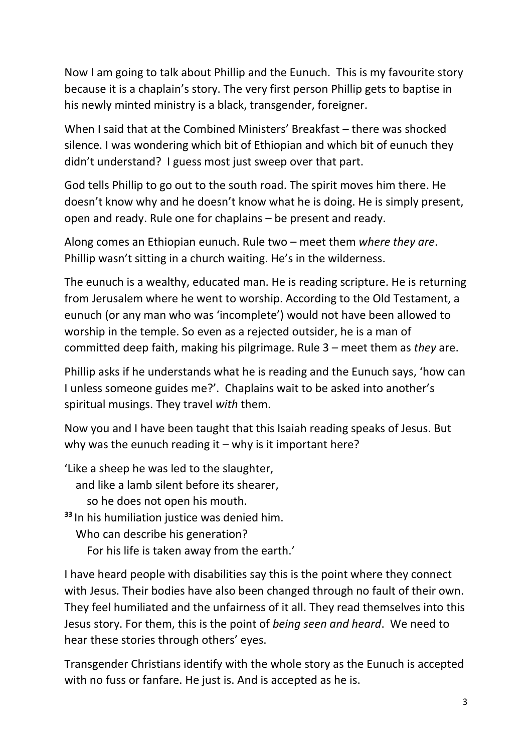Now I am going to talk about Phillip and the Eunuch. This is my favourite story because it is a chaplain's story. The very first person Phillip gets to baptise in his newly minted ministry is a black, transgender, foreigner.

When I said that at the Combined Ministers' Breakfast – there was shocked silence. I was wondering which bit of Ethiopian and which bit of eunuch they didn't understand? I guess most just sweep over that part.

God tells Phillip to go out to the south road. The spirit moves him there. He doesn't know why and he doesn't know what he is doing. He is simply present, open and ready. Rule one for chaplains – be present and ready.

Along comes an Ethiopian eunuch. Rule two – meet them *where they are.* Phillip wasn't sitting in a church waiting. He's in the wilderness.

The eunuch is a wealthy, educated man. He is reading scripture. He is returning from Jerusalem where he went to worship. According to the Old Testament, a eunuch (or any man who was 'incomplete') would not have been allowed to worship in the temple. So even as a rejected outsider, he is a man of committed deep faith, making his pilgrimage. Rule 3 – meet them as *they* are.

Phillip asks if he understands what he is reading and the Eunuch says, 'how can I unless someone guides me?'. Chaplains wait to be asked into another's spiritual musings. They travel *with* them.

Now you and I have been taught that this Isaiah reading speaks of Jesus. But why was the eunuch reading it – why is it important here?

'Like a sheep he was led to the slaughter,  
&nbsp;&nbsp;&nbsp;and like a lamb silent before its shearer,  
&nbsp;&nbsp;&nbsp;&nbsp;&nbsp;&nbsp;so he does not open his mouth.  
**33** In his humiliation justice was denied him.  
&nbsp;&nbsp;&nbsp;Who can describe his generation?  
&nbsp;&nbsp;&nbsp;&nbsp;&nbsp;&nbsp;For his life is taken away from the earth.'

I have heard people with disabilities say this is the point where they connect with Jesus. Their bodies have also been changed through no fault of their own. They feel humiliated and the unfairness of it all. They read themselves into this Jesus story. For them, this is the point of *being seen and heard*. We need to hear these stories through others' eyes.

Transgender Christians identify with the whole story as the Eunuch is accepted with no fuss or fanfare. He just is. And is accepted as he is.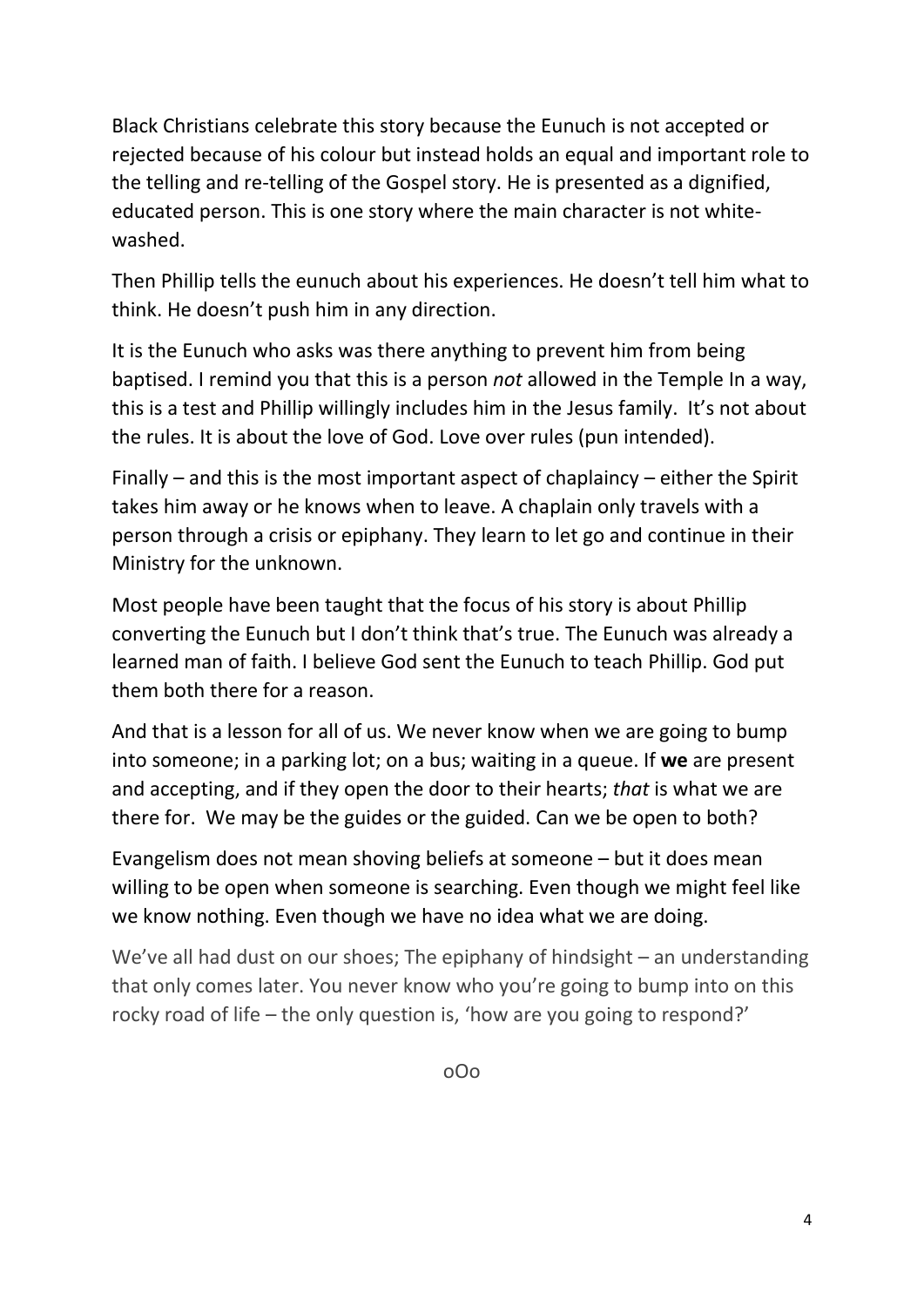Black Christians celebrate this story because the Eunuch is not accepted or rejected because of his colour but instead holds an equal and important role to the telling and re-telling of the Gospel story. He is presented as a dignified, educated person. This is one story where the main character is not white-washed.

Then Phillip tells the eunuch about his experiences. He doesn't tell him what to think. He doesn't push him in any direction.

It is the Eunuch who asks was there anything to prevent him from being baptised. I remind you that this is a person *not* allowed in the Temple In a way, this is a test and Phillip willingly includes him in the Jesus family. It's not about the rules. It is about the love of God. Love over rules (pun intended).

Finally – and this is the most important aspect of chaplaincy – either the Spirit takes him away or he knows when to leave. A chaplain only travels with a person through a crisis or epiphany. They learn to let go and continue in their Ministry for the unknown.

Most people have been taught that the focus of his story is about Phillip converting the Eunuch but I don't think that's true. The Eunuch was already a learned man of faith. I believe God sent the Eunuch to teach Phillip. God put them both there for a reason.

And that is a lesson for all of us. We never know when we are going to bump into someone; in a parking lot; on a bus; waiting in a queue. If **we** are present and accepting, and if they open the door to their hearts; *that* is what we are there for. We may be the guides or the guided. Can we be open to both?

Evangelism does not mean shoving beliefs at someone – but it does mean willing to be open when someone is searching. Even though we might feel like we know nothing. Even though we have no idea what we are doing.

We've all had dust on our shoes; The epiphany of hindsight – an understanding that only comes later. You never know who you're going to bump into on this rocky road of life – the only question is, 'how are you going to respond?'

oOo